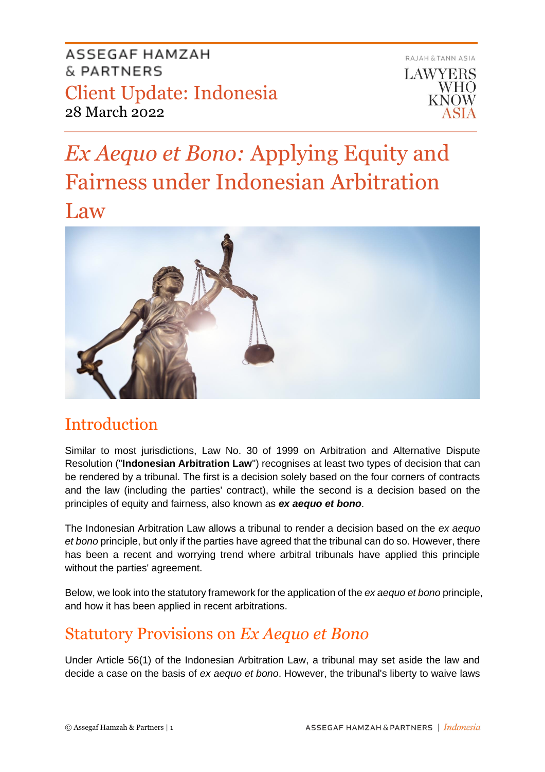ASSEGAF HAMZAH & PARTNERS

Client Update: Indonesia

28 March 2022

RAJAH & TANN ASIA

LAWYERS WHO KNOW ASIA

# *Ex Aequo et Bono:* Applying Equity and Fairness under Indonesian Arbitration Law

## Introduction

Similar to most jurisdictions, Law No. 30 of 1999 on Arbitration and Alternative Dispute Resolution ("**Indonesian Arbitration Law**") recognises at least two types of decision that can be rendered by a tribunal. The first is a decision solely based on the four corners of contracts and the law (including the parties' contract), while the second is a decision based on the principles of equity and fairness, also known as ***ex aequo et bono***.

The Indonesian Arbitration Law allows a tribunal to render a decision based on the *ex aequo et bono* principle, but only if the parties have agreed that the tribunal can do so. However, there has been a recent and worrying trend where arbitral tribunals have applied this principle without the parties' agreement.

Below, we look into the statutory framework for the application of the *ex aequo et bono* principle, and how it has been applied in recent arbitrations.

## Statutory Provisions on *Ex Aequo et Bono*

Under Article 56(1) of the Indonesian Arbitration Law, a tribunal may set aside the law and decide a case on the basis of *ex aequo et bono*. However, the tribunal's liberty to waive laws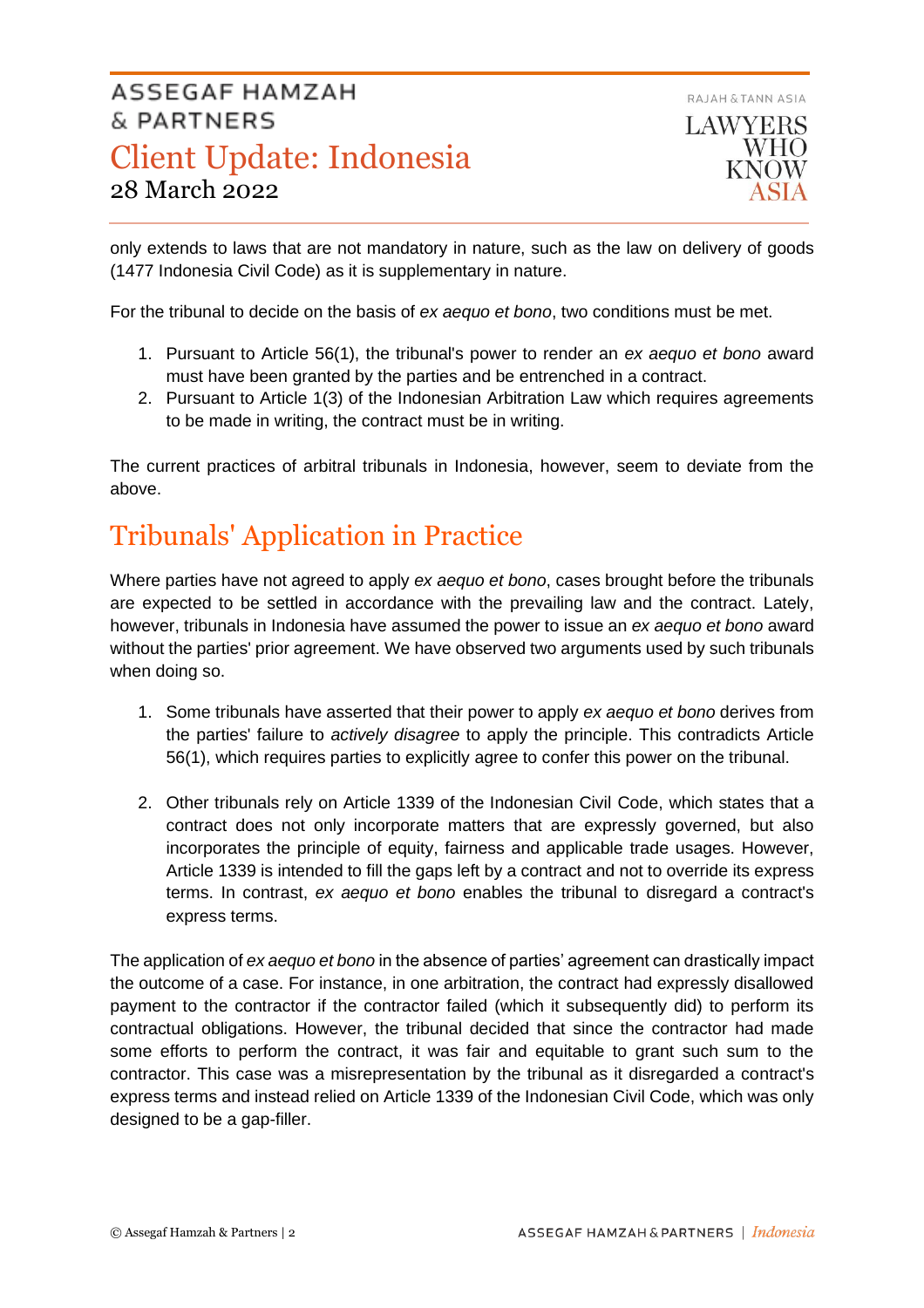only extends to laws that are not mandatory in nature, such as the law on delivery of goods (1477 Indonesia Civil Code) as it is supplementary in nature.

For the tribunal to decide on the basis of *ex aequo et bono*, two conditions must be met.

1. Pursuant to Article 56(1), the tribunal's power to render an *ex aequo et bono* award must have been granted by the parties and be entrenched in a contract.
2. Pursuant to Article 1(3) of the Indonesian Arbitration Law which requires agreements to be made in writing, the contract must be in writing.

The current practices of arbitral tribunals in Indonesia, however, seem to deviate from the above.

## Tribunals' Application in Practice

Where parties have not agreed to apply *ex aequo et bono*, cases brought before the tribunals are expected to be settled in accordance with the prevailing law and the contract. Lately, however, tribunals in Indonesia have assumed the power to issue an *ex aequo et bono* award without the parties' prior agreement. We have observed two arguments used by such tribunals when doing so.

1. Some tribunals have asserted that their power to apply *ex aequo et bono* derives from the parties' failure to *actively disagree* to apply the principle. This contradicts Article 56(1), which requires parties to explicitly agree to confer this power on the tribunal.

2. Other tribunals rely on Article 1339 of the Indonesian Civil Code, which states that a contract does not only incorporate matters that are expressly governed, but also incorporates the principle of equity, fairness and applicable trade usages. However, Article 1339 is intended to fill the gaps left by a contract and not to override its express terms. In contrast, *ex aequo et bono* enables the tribunal to disregard a contract's express terms.

The application of *ex aequo et bono* in the absence of parties' agreement can drastically impact the outcome of a case. For instance, in one arbitration, the contract had expressly disallowed payment to the contractor if the contractor failed (which it subsequently did) to perform its contractual obligations. However, the tribunal decided that since the contractor had made some efforts to perform the contract, it was fair and equitable to grant such sum to the contractor. This case was a misrepresentation by the tribunal as it disregarded a contract's express terms and instead relied on Article 1339 of the Indonesian Civil Code, which was only designed to be a gap-filler.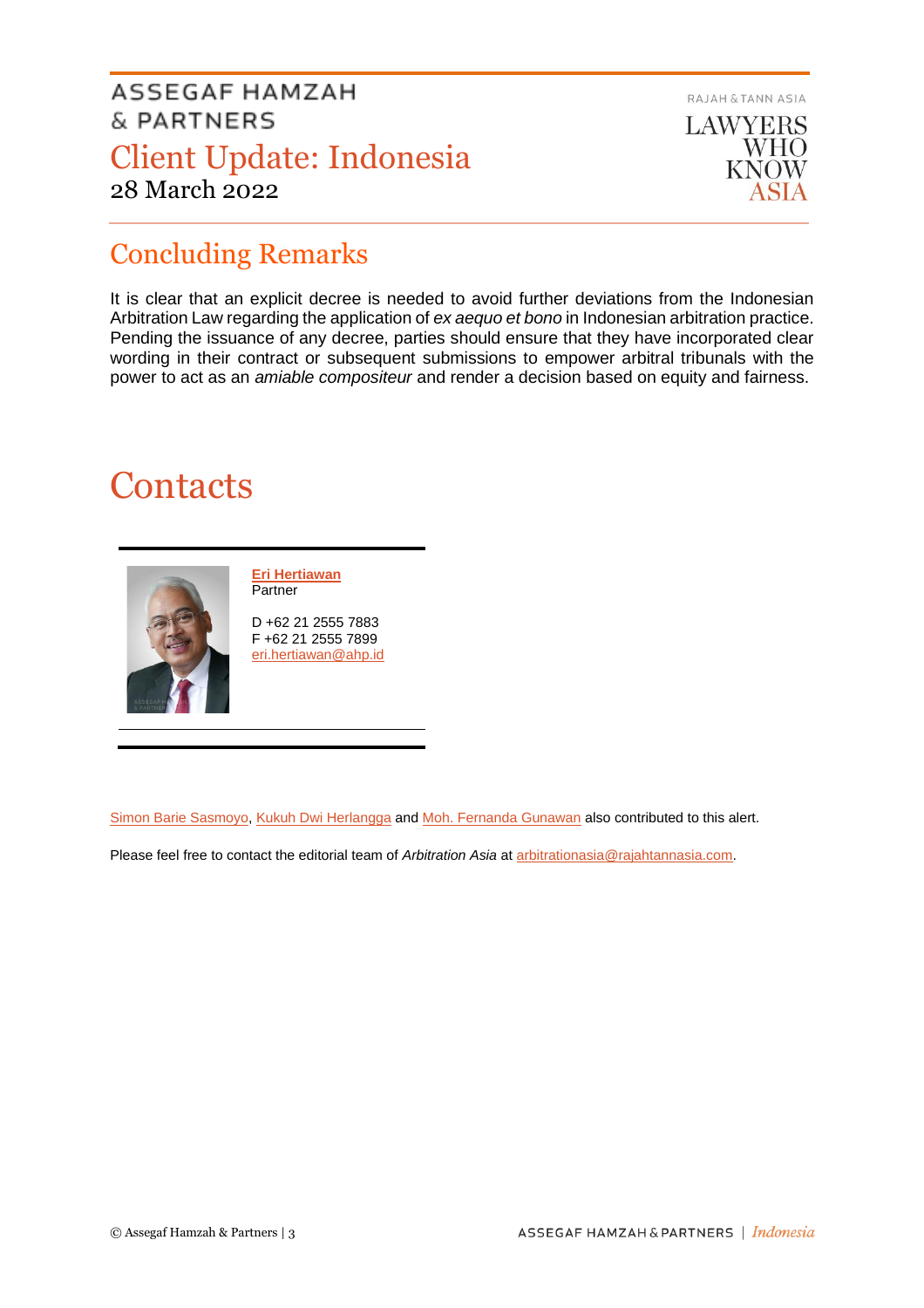## Concluding Remarks

It is clear that an explicit decree is needed to avoid further deviations from the Indonesian Arbitration Law regarding the application of *ex aequo et bono* in Indonesian arbitration practice. Pending the issuance of any decree, parties should ensure that they have incorporated clear wording in their contract or subsequent submissions to empower arbitral tribunals with the power to act as an *amiable compositeur* and render a decision based on equity and fairness.

# Contacts

**Eri Hertiawan**
Partner

D +62 21 2555 7883
F +62 21 2555 7899
eri.hertiawan@ahp.id

Simon Barie Sasmoyo, Kukuh Dwi Herlangga and Moh. Fernanda Gunawan also contributed to this alert.

Please feel free to contact the editorial team of *Arbitration Asia* at arbitrationasia@rajahtannasia.com.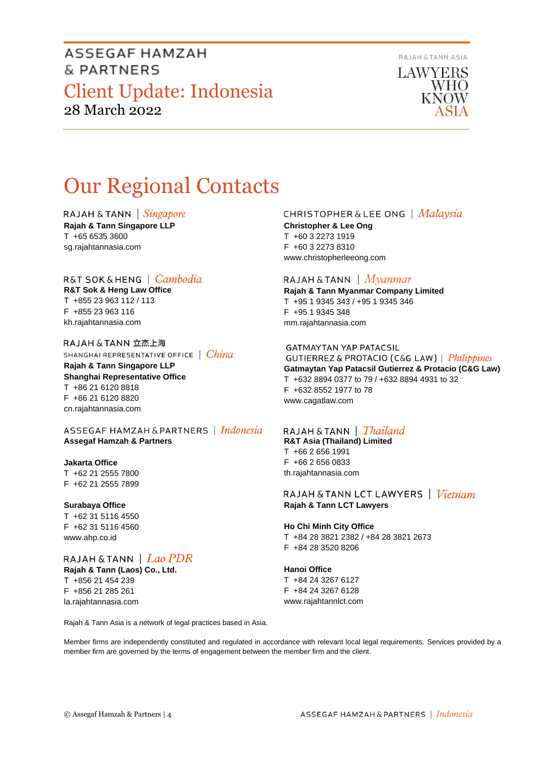# Our Regional Contacts

RAJAH & TANN | *Singapore*
**Rajah & Tann Singapore LLP**
T +65 6535 3600
sg.rajahtannasia.com

R&T SOK & HENG | *Cambodia*
**R&T Sok & Heng Law Office**
T +855 23 963 112 / 113
F +855 23 963 116
kh.rajahtannasia.com

RAJAH & TANN 立杰上海
SHANGHAI REPRESENTATIVE OFFICE | *China*
**Rajah & Tann Singapore LLP**
**Shanghai Representative Office**
T +86 21 6120 8818
F +86 21 6120 8820
cn.rajahtannasia.com

ASSEGAF HAMZAH & PARTNERS | *Indonesia*
**Assegaf Hamzah & Partners**

**Jakarta Office**
T +62 21 2555 7800
F +62 21 2555 7899

**Surabaya Office**
T +62 31 5116 4550
F +62 31 5116 4560
www.ahp.co.id

RAJAH & TANN | *Lao PDR*
**Rajah & Tann (Laos) Co., Ltd.**
T +856 21 454 239
F +856 21 285 261
la.rajahtannasia.com

CHRISTOPHER & LEE ONG | *Malaysia*
**Christopher & Lee Ong**
T +60 3 2273 1919
F +60 3 2273 8310
www.christopherleeong.com

RAJAH & TANN | *Myanmar*
**Rajah & Tann Myanmar Company Limited**
T +95 1 9345 343 / +95 1 9345 346
F +95 1 9345 348
mm.rajahtannasia.com

GATMAYTAN YAP PATACSIL
GUTIERREZ & PROTACIO (C&G LAW) | *Philippines*
**Gatmaytan Yap Patacsil Gutierrez & Protacio (C&G Law)**
T +632 8894 0377 to 79 / +632 8894 4931 to 32
F +632 8552 1977 to 78
www.cagatlaw.com

RAJAH & TANN | *Thailand*
**R&T Asia (Thailand) Limited**
T +66 2 656 1991
F +66 2 656 0833
th.rajahtannasia.com

RAJAH & TANN LCT LAWYERS | *Vietnam*
**Rajah & Tann LCT Lawyers**

**Ho Chi Minh City Office**
T +84 28 3821 2382 / +84 28 3821 2673
F +84 28 3520 8206

**Hanoi Office**
T +84 24 3267 6127
F +84 24 3267 6128
www.rajahtannlct.com

Rajah & Tann Asia is a network of legal practices based in Asia.

Member firms are independently constituted and regulated in accordance with relevant local legal requirements. Services provided by a member firm are governed by the terms of engagement between the member firm and the client.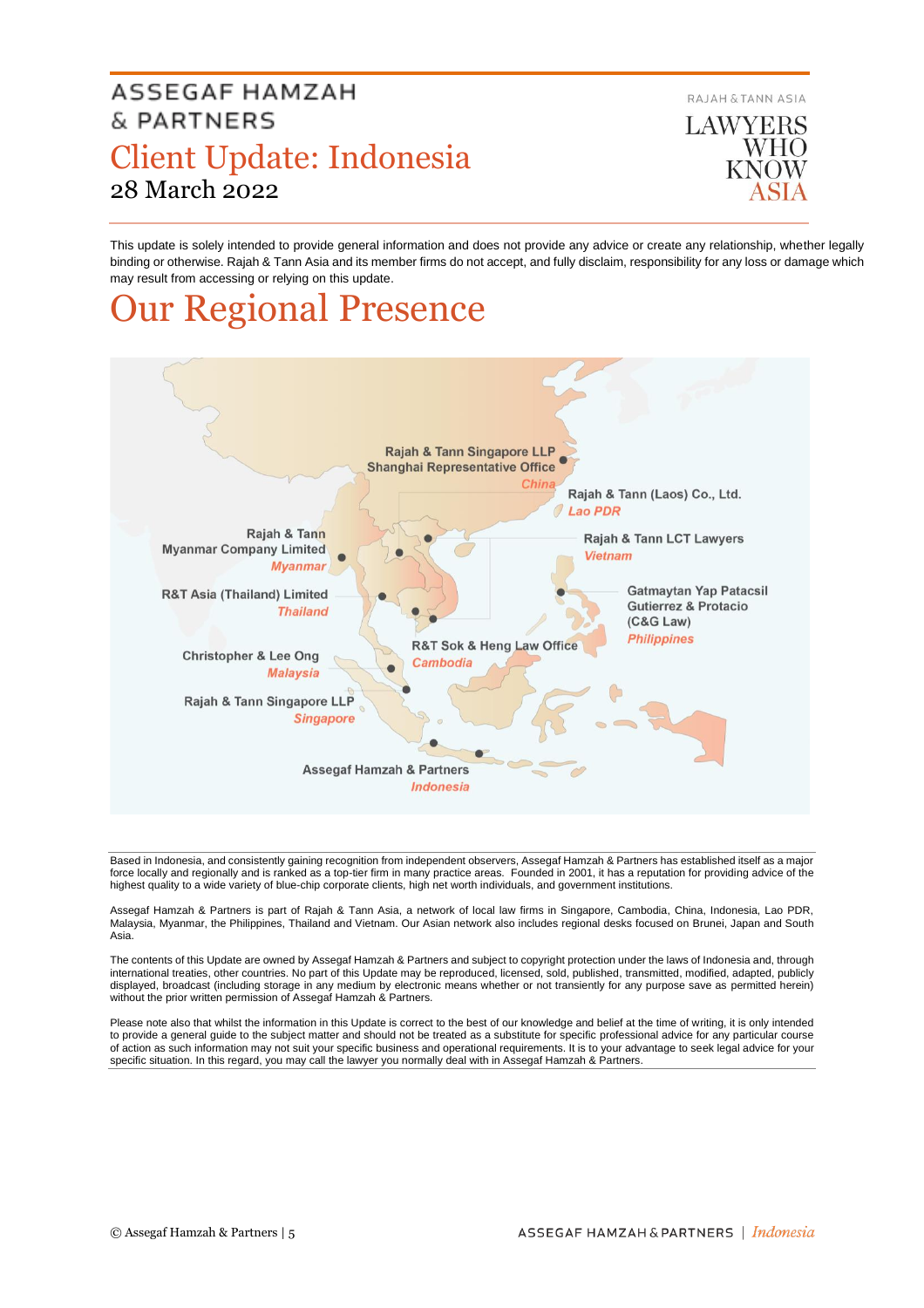# ASSEGAF HAMZAH & PARTNERS

RAJAH & TANN ASIA

LAWYERS WHO KNOW ASIA

## Client Update: Indonesia

28 March 2022

This update is solely intended to provide general information and does not provide any advice or create any relationship, whether legally binding or otherwise. Rajah & Tann Asia and its member firms do not accept, and fully disclaim, responsibility for any loss or damage which may result from accessing or relying on this update.

# Our Regional Presence

Rajah & Tann Singapore LLP
Shanghai Representative Office
*China*

Rajah & Tann (Laos) Co., Ltd.
*Lao PDR*

Rajah & Tann
Myanmar Company Limited
*Myanmar*

Rajah & Tann LCT Lawyers
*Vietnam*

R&T Asia (Thailand) Limited
*Thailand*

Gatmaytan Yap Patacsil
Gutierrez & Protacio
(C&G Law)
*Philippines*

R&T Sok & Heng Law Office
*Cambodia*

Christopher & Lee Ong
*Malaysia*

Rajah & Tann Singapore LLP
*Singapore*

Assegaf Hamzah & Partners
*Indonesia*

Based in Indonesia, and consistently gaining recognition from independent observers, Assegaf Hamzah & Partners has established itself as a major force locally and regionally and is ranked as a top-tier firm in many practice areas. Founded in 2001, it has a reputation for providing advice of the highest quality to a wide variety of blue-chip corporate clients, high net worth individuals, and government institutions.

Assegaf Hamzah & Partners is part of Rajah & Tann Asia, a network of local law firms in Singapore, Cambodia, China, Indonesia, Lao PDR, Malaysia, Myanmar, the Philippines, Thailand and Vietnam. Our Asian network also includes regional desks focused on Brunei, Japan and South Asia.

The contents of this Update are owned by Assegaf Hamzah & Partners and subject to copyright protection under the laws of Indonesia and, through international treaties, other countries. No part of this Update may be reproduced, licensed, sold, published, transmitted, modified, adapted, publicly displayed, broadcast (including storage in any medium by electronic means whether or not transiently for any purpose save as permitted herein) without the prior written permission of Assegaf Hamzah & Partners.

Please note also that whilst the information in this Update is correct to the best of our knowledge and belief at the time of writing, it is only intended to provide a general guide to the subject matter and should not be treated as a substitute for specific professional advice for any particular course of action as such information may not suit your specific business and operational requirements. It is to your advantage to seek legal advice for your specific situation. In this regard, you may call the lawyer you normally deal with in Assegaf Hamzah & Partners.